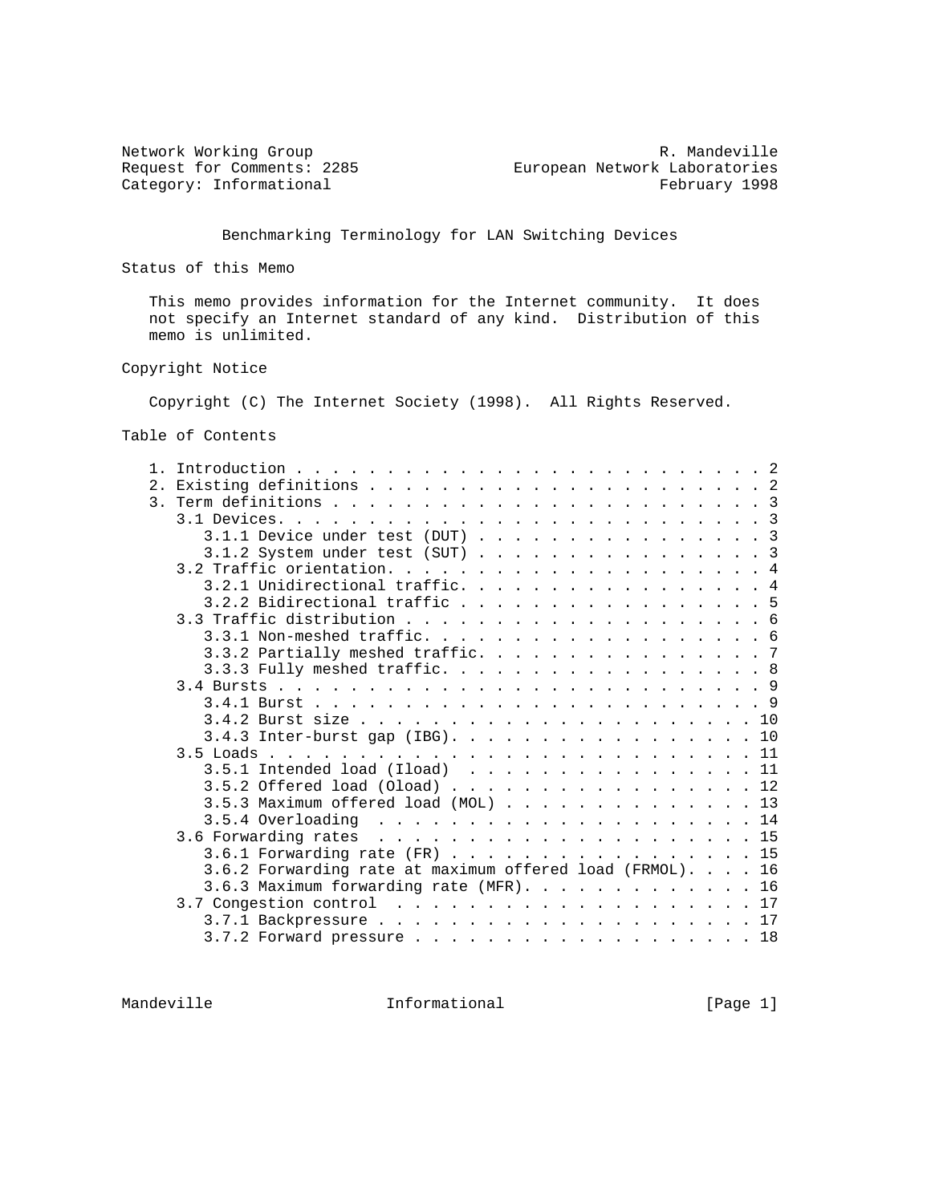Network Working Group R. Mandeville
Request for Comments: 2285 European Network Laboratories
Category: Informational February 1998

# Benchmarking Terminology for LAN Switching Devices

## Status of this Memo

This memo provides information for the Internet community. It does not specify an Internet standard of any kind. Distribution of this memo is unlimited.

## Copyright Notice

Copyright (C) The Internet Society (1998). All Rights Reserved.

## Table of Contents

```
1. Introduction . . . . . . . . . . . . . . . . . . . . . . . . . . 2
2. Existing definitions . . . . . . . . . . . . . . . . . . . . . . 2
3. Term definitions . . . . . . . . . . . . . . . . . . . . . . . . 3
   3.1 Devices. . . . . . . . . . . . . . . . . . . . . . . . . . . 3
      3.1.1 Device under test (DUT) . . . . . . . . . . . . . . . . 3
      3.1.2 System under test (SUT) . . . . . . . . . . . . . . . . 3
   3.2 Traffic orientation. . . . . . . . . . . . . . . . . . . . . 4
      3.2.1 Unidirectional traffic. . . . . . . . . . . . . . . . . 4
      3.2.2 Bidirectional traffic . . . . . . . . . . . . . . . . . 5
   3.3 Traffic distribution . . . . . . . . . . . . . . . . . . . . 6
      3.3.1 Non-meshed traffic. . . . . . . . . . . . . . . . . . . 6
      3.3.2 Partially meshed traffic. . . . . . . . . . . . . . . . 7
      3.3.3 Fully meshed traffic. . . . . . . . . . . . . . . . . . 8
   3.4 Bursts . . . . . . . . . . . . . . . . . . . . . . . . . . . 9
      3.4.1 Burst . . . . . . . . . . . . . . . . . . . . . . . . . 9
      3.4.2 Burst size . . . . . . . . . . . . . . . . . . . . . . 10
      3.4.3 Inter-burst gap (IBG). . . . . . . . . . . . . . . . . 10
   3.5 Loads . . . . . . . . . . . . . . . . . . . . . . . . . . . 11
      3.5.1 Intended load (Iload)  . . . . . . . . . . . . . . . . 11
      3.5.2 Offered load (Oload) . . . . . . . . . . . . . . . . . 12
      3.5.3 Maximum offered load (MOL) . . . . . . . . . . . . . . 13
      3.5.4 Overloading  . . . . . . . . . . . . . . . . . . . . . 14
   3.6 Forwarding rates  . . . . . . . . . . . . . . . . . . . . . 15
      3.6.1 Forwarding rate (FR) . . . . . . . . . . . . . . . . . 15
      3.6.2 Forwarding rate at maximum offered load (FRMOL). . . . 16
      3.6.3 Maximum forwarding rate (MFR). . . . . . . . . . . . . 16
   3.7 Congestion control  . . . . . . . . . . . . . . . . . . . . 17
      3.7.1 Backpressure . . . . . . . . . . . . . . . . . . . . . 17
      3.7.2 Forward pressure . . . . . . . . . . . . . . . . . . . 18
```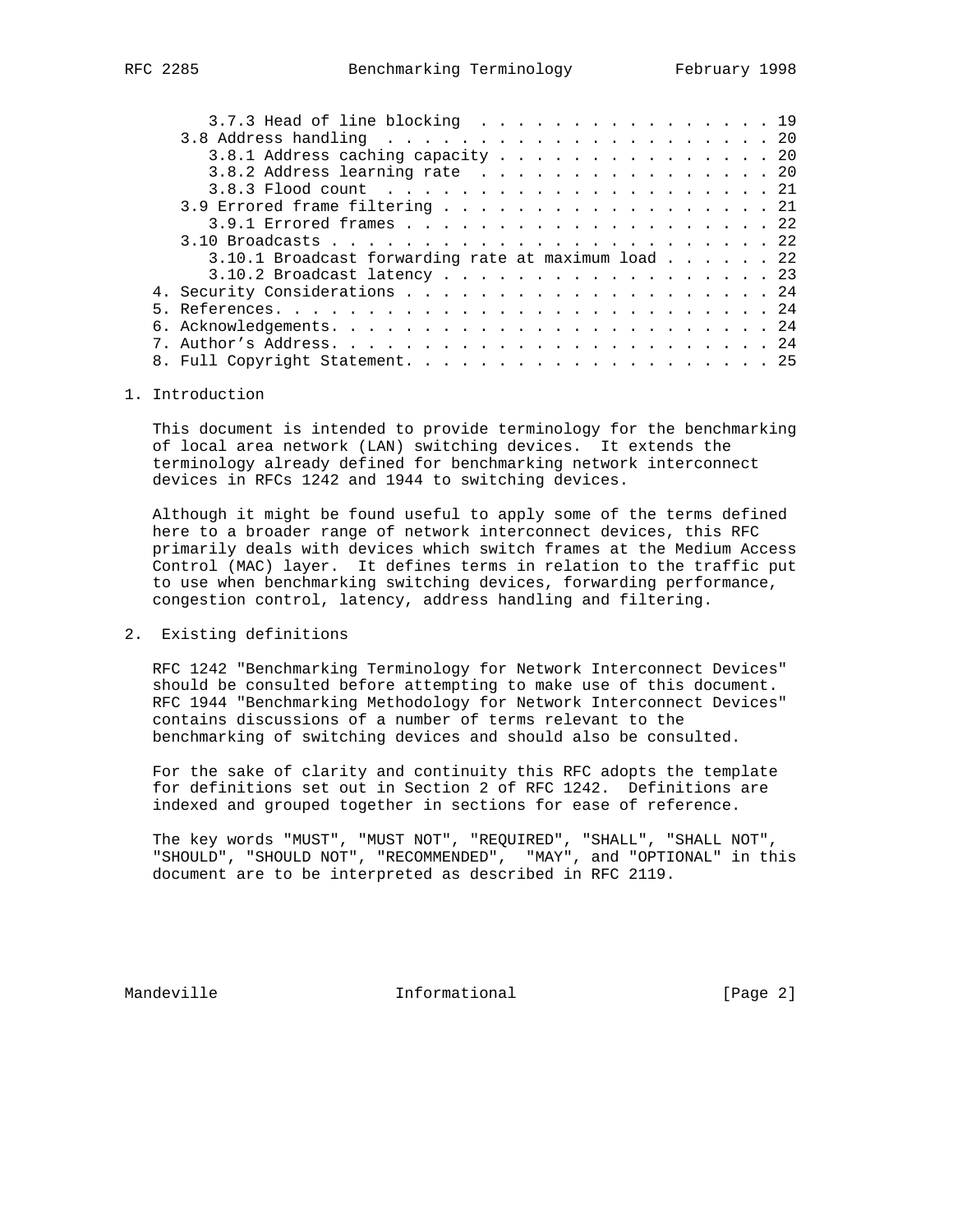3.7.3 Head of line blocking . . . . . . . . . . . . . . . . . 19
3.8 Address handling . . . . . . . . . . . . . . . . . . . . . 20
3.8.1 Address caching capacity . . . . . . . . . . . . . . . . 20
3.8.2 Address learning rate . . . . . . . . . . . . . . . . . 20
3.8.3 Flood count . . . . . . . . . . . . . . . . . . . . . . 21
3.9 Errored frame filtering . . . . . . . . . . . . . . . . . . 21
3.9.1 Errored frames . . . . . . . . . . . . . . . . . . . . . 22
3.10 Broadcasts . . . . . . . . . . . . . . . . . . . . . . . . 22
3.10.1 Broadcast forwarding rate at maximum load . . . . . . 22
3.10.2 Broadcast latency . . . . . . . . . . . . . . . . . . . 23
4. Security Considerations . . . . . . . . . . . . . . . . . . . . 24
5. References. . . . . . . . . . . . . . . . . . . . . . . . . . . 24
6. Acknowledgements. . . . . . . . . . . . . . . . . . . . . . . . 24
7. Author's Address. . . . . . . . . . . . . . . . . . . . . . . . 24
8. Full Copyright Statement. . . . . . . . . . . . . . . . . . . . 25

# 1. Introduction

This document is intended to provide terminology for the benchmarking of local area network (LAN) switching devices. It extends the terminology already defined for benchmarking network interconnect devices in RFCs 1242 and 1944 to switching devices.

Although it might be found useful to apply some of the terms defined here to a broader range of network interconnect devices, this RFC primarily deals with devices which switch frames at the Medium Access Control (MAC) layer. It defines terms in relation to the traffic put to use when benchmarking switching devices, forwarding performance, congestion control, latency, address handling and filtering.

# 2. Existing definitions

RFC 1242 "Benchmarking Terminology for Network Interconnect Devices" should be consulted before attempting to make use of this document. RFC 1944 "Benchmarking Methodology for Network Interconnect Devices" contains discussions of a number of terms relevant to the benchmarking of switching devices and should also be consulted.

For the sake of clarity and continuity this RFC adopts the template for definitions set out in Section 2 of RFC 1242. Definitions are indexed and grouped together in sections for ease of reference.

The key words "MUST", "MUST NOT", "REQUIRED", "SHALL", "SHALL NOT", "SHOULD", "SHOULD NOT", "RECOMMENDED", "MAY", and "OPTIONAL" in this document are to be interpreted as described in RFC 2119.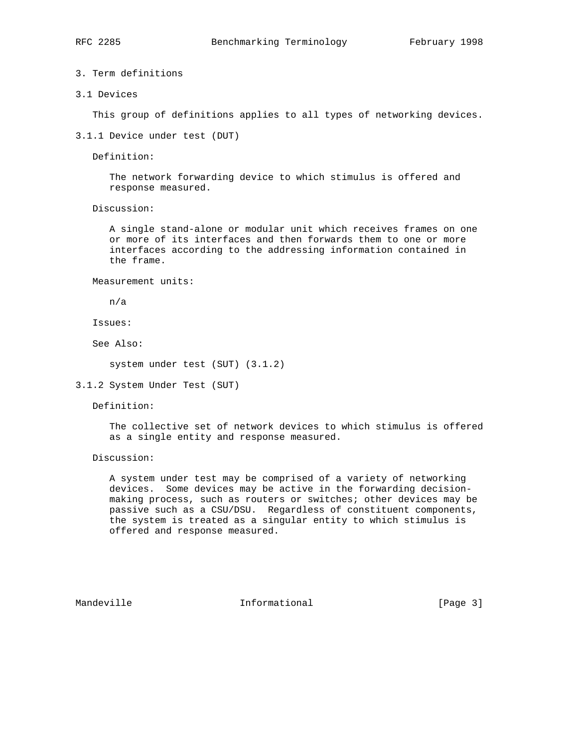# 3. Term definitions

## 3.1 Devices

This group of definitions applies to all types of networking devices.

### 3.1.1 Device under test (DUT)

Definition:

The network forwarding device to which stimulus is offered and response measured.

Discussion:

A single stand-alone or modular unit which receives frames on one or more of its interfaces and then forwards them to one or more interfaces according to the addressing information contained in the frame.

Measurement units:

n/a

Issues:

See Also:

system under test (SUT) (3.1.2)

### 3.1.2 System Under Test (SUT)

Definition:

The collective set of network devices to which stimulus is offered as a single entity and response measured.

Discussion:

A system under test may be comprised of a variety of networking devices. Some devices may be active in the forwarding decision-making process, such as routers or switches; other devices may be passive such as a CSU/DSU. Regardless of constituent components, the system is treated as a singular entity to which stimulus is offered and response measured.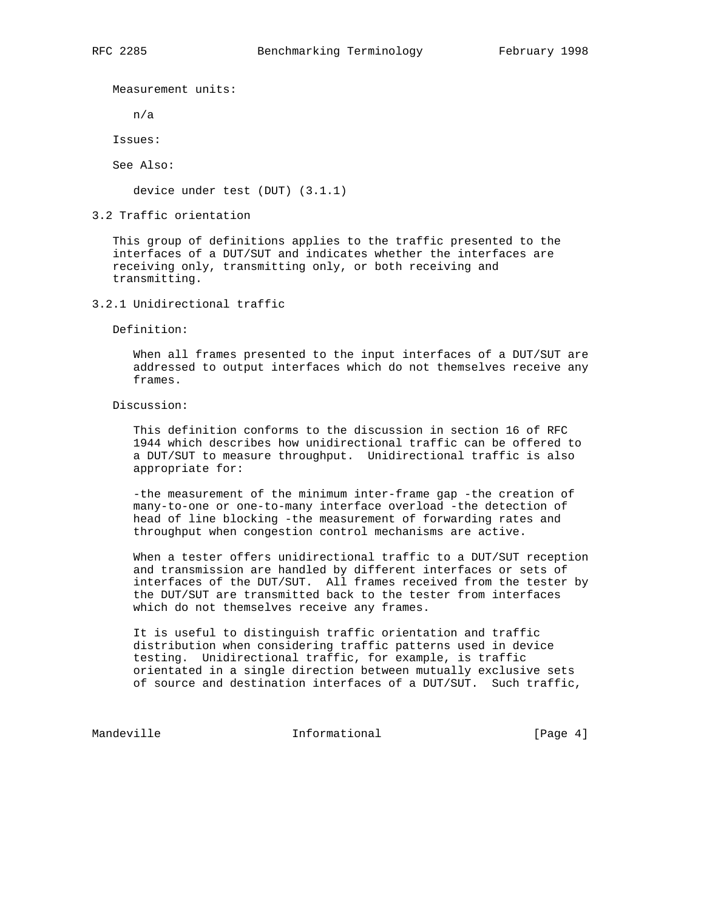Measurement units:

n/a

Issues:

See Also:

device under test (DUT) (3.1.1)

### 3.2 Traffic orientation

This group of definitions applies to the traffic presented to the interfaces of a DUT/SUT and indicates whether the interfaces are receiving only, transmitting only, or both receiving and transmitting.

#### 3.2.1 Unidirectional traffic

Definition:

When all frames presented to the input interfaces of a DUT/SUT are addressed to output interfaces which do not themselves receive any frames.

Discussion:

This definition conforms to the discussion in section 16 of RFC 1944 which describes how unidirectional traffic can be offered to a DUT/SUT to measure throughput. Unidirectional traffic is also appropriate for:

-the measurement of the minimum inter-frame gap -the creation of many-to-one or one-to-many interface overload -the detection of head of line blocking -the measurement of forwarding rates and throughput when congestion control mechanisms are active.

When a tester offers unidirectional traffic to a DUT/SUT reception and transmission are handled by different interfaces or sets of interfaces of the DUT/SUT. All frames received from the tester by the DUT/SUT are transmitted back to the tester from interfaces which do not themselves receive any frames.

It is useful to distinguish traffic orientation and traffic distribution when considering traffic patterns used in device testing. Unidirectional traffic, for example, is traffic orientated in a single direction between mutually exclusive sets of source and destination interfaces of a DUT/SUT. Such traffic,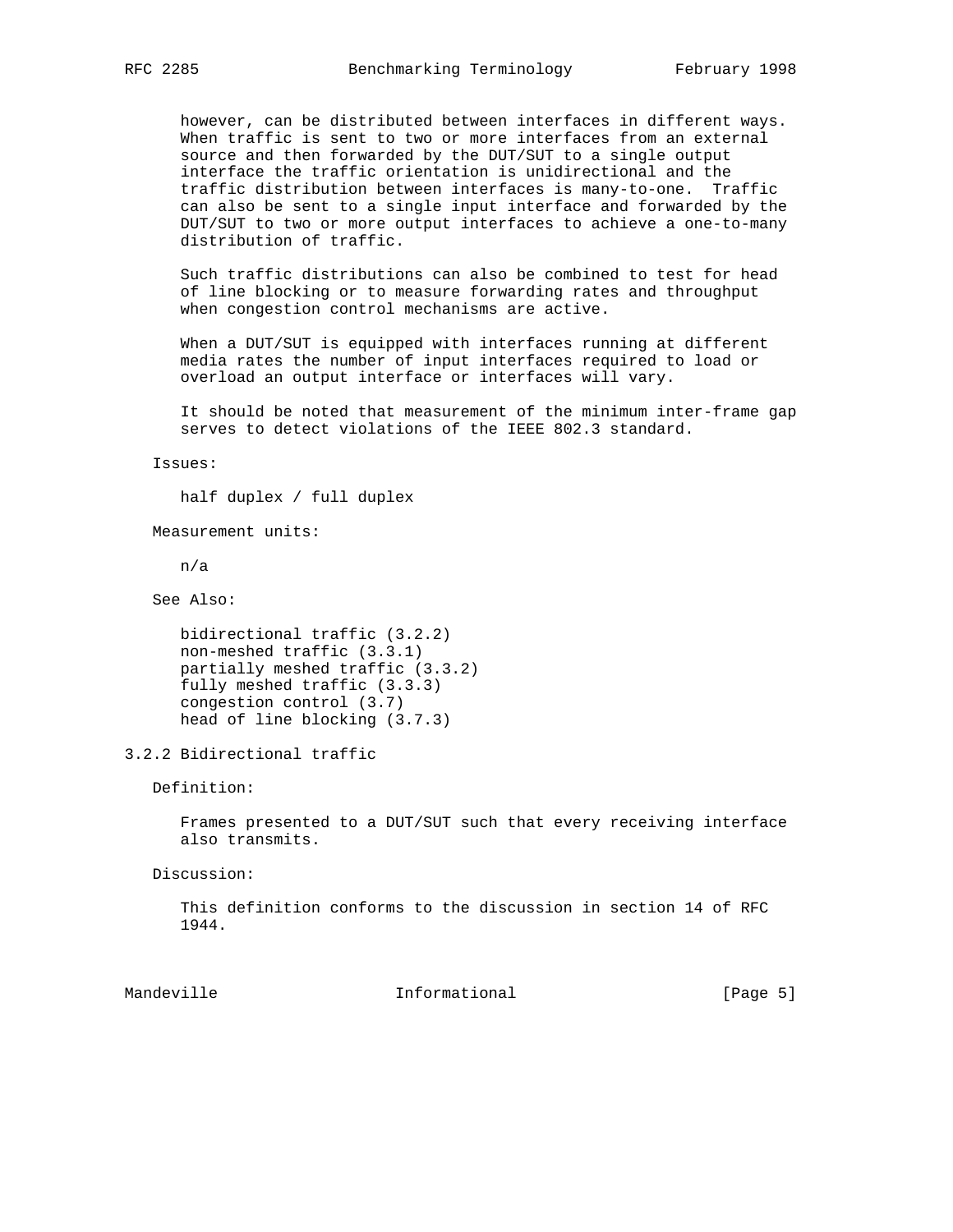however, can be distributed between interfaces in different ways. When traffic is sent to two or more interfaces from an external source and then forwarded by the DUT/SUT to a single output interface the traffic orientation is unidirectional and the traffic distribution between interfaces is many-to-one. Traffic can also be sent to a single input interface and forwarded by the DUT/SUT to two or more output interfaces to achieve a one-to-many distribution of traffic.

Such traffic distributions can also be combined to test for head of line blocking or to measure forwarding rates and throughput when congestion control mechanisms are active.

When a DUT/SUT is equipped with interfaces running at different media rates the number of input interfaces required to load or overload an output interface or interfaces will vary.

It should be noted that measurement of the minimum inter-frame gap serves to detect violations of the IEEE 802.3 standard.

Issues:

half duplex / full duplex

Measurement units:

n/a

See Also:

bidirectional traffic (3.2.2)
non-meshed traffic (3.3.1)
partially meshed traffic (3.3.2)
fully meshed traffic (3.3.3)
congestion control (3.7)
head of line blocking (3.7.3)

### 3.2.2 Bidirectional traffic

Definition:

Frames presented to a DUT/SUT such that every receiving interface also transmits.

Discussion:

This definition conforms to the discussion in section 14 of RFC 1944.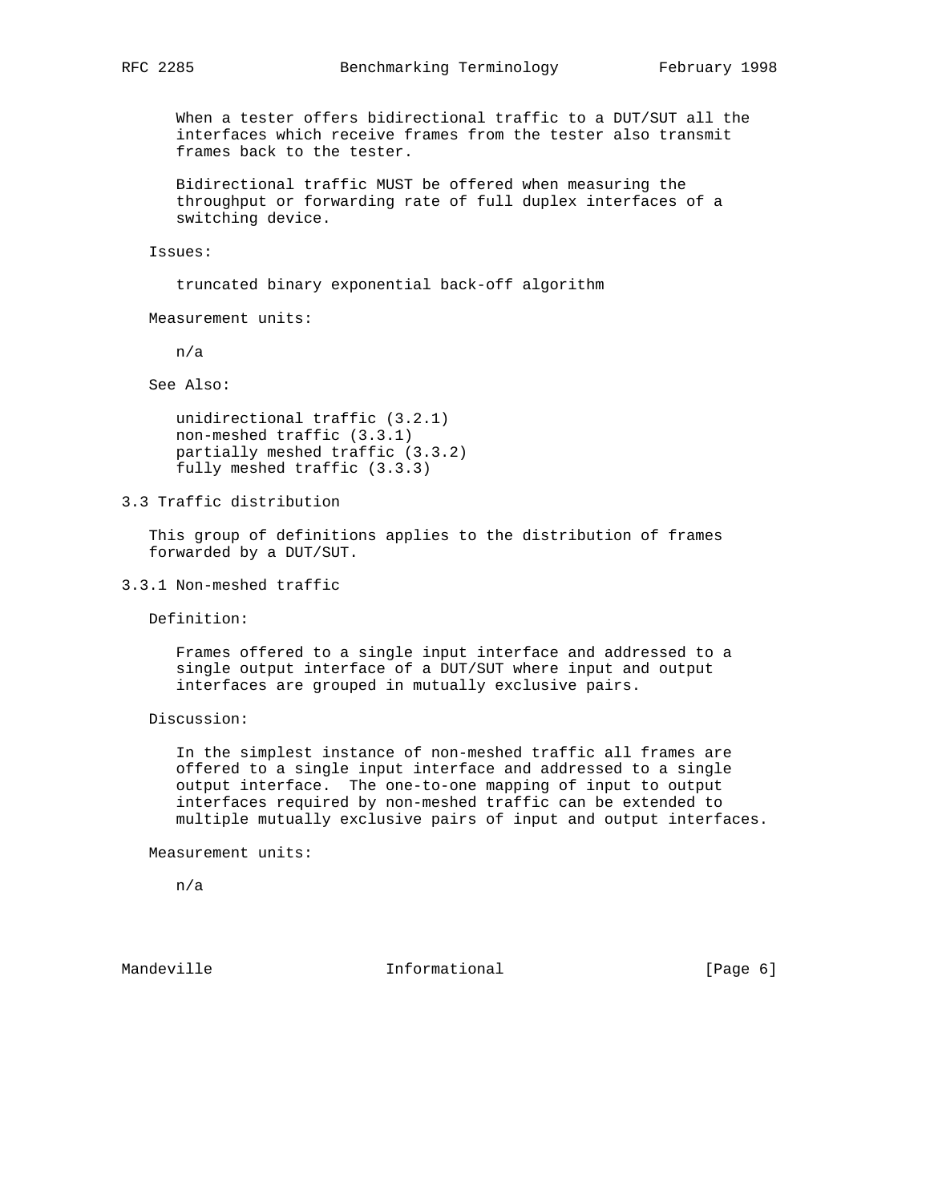When a tester offers bidirectional traffic to a DUT/SUT all the interfaces which receive frames from the tester also transmit frames back to the tester.

Bidirectional traffic MUST be offered when measuring the throughput or forwarding rate of full duplex interfaces of a switching device.

Issues:

truncated binary exponential back-off algorithm

Measurement units:

n/a

See Also:

unidirectional traffic (3.2.1)
non-meshed traffic (3.3.1)
partially meshed traffic (3.3.2)
fully meshed traffic (3.3.3)

### 3.3 Traffic distribution

This group of definitions applies to the distribution of frames forwarded by a DUT/SUT.

#### 3.3.1 Non-meshed traffic

Definition:

Frames offered to a single input interface and addressed to a single output interface of a DUT/SUT where input and output interfaces are grouped in mutually exclusive pairs.

Discussion:

In the simplest instance of non-meshed traffic all frames are offered to a single input interface and addressed to a single output interface. The one-to-one mapping of input to output interfaces required by non-meshed traffic can be extended to multiple mutually exclusive pairs of input and output interfaces.

Measurement units:

n/a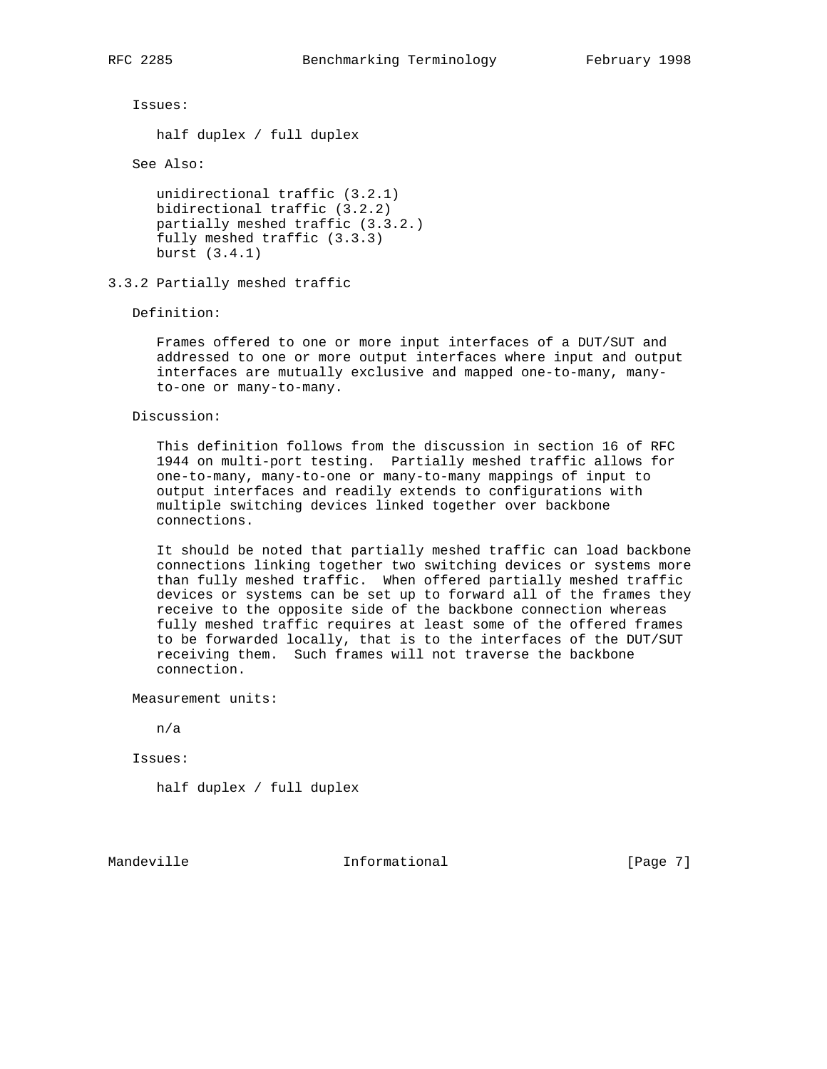Issues:

half duplex / full duplex

See Also:

unidirectional traffic (3.2.1)
bidirectional traffic (3.2.2)
partially meshed traffic (3.3.2.)
fully meshed traffic (3.3.3)
burst (3.4.1)

### 3.3.2 Partially meshed traffic

Definition:

Frames offered to one or more input interfaces of a DUT/SUT and addressed to one or more output interfaces where input and output interfaces are mutually exclusive and mapped one-to-many, many-to-one or many-to-many.

Discussion:

This definition follows from the discussion in section 16 of RFC 1944 on multi-port testing. Partially meshed traffic allows for one-to-many, many-to-one or many-to-many mappings of input to output interfaces and readily extends to configurations with multiple switching devices linked together over backbone connections.

It should be noted that partially meshed traffic can load backbone connections linking together two switching devices or systems more than fully meshed traffic. When offered partially meshed traffic devices or systems can be set up to forward all of the frames they receive to the opposite side of the backbone connection whereas fully meshed traffic requires at least some of the offered frames to be forwarded locally, that is to the interfaces of the DUT/SUT receiving them. Such frames will not traverse the backbone connection.

Measurement units:

n/a

Issues:

half duplex / full duplex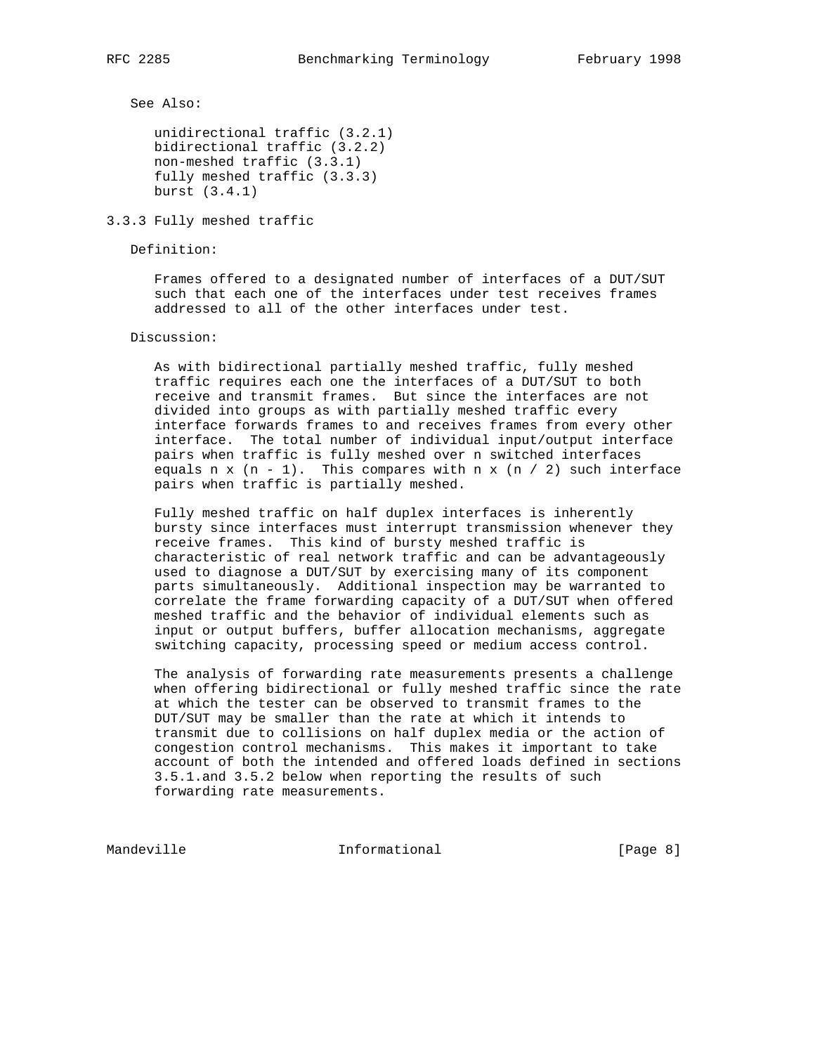See Also:

unidirectional traffic (3.2.1)
bidirectional traffic (3.2.2)
non-meshed traffic (3.3.1)
fully meshed traffic (3.3.3)
burst (3.4.1)

### 3.3.3 Fully meshed traffic

Definition:

Frames offered to a designated number of interfaces of a DUT/SUT such that each one of the interfaces under test receives frames addressed to all of the other interfaces under test.

Discussion:

As with bidirectional partially meshed traffic, fully meshed traffic requires each one the interfaces of a DUT/SUT to both receive and transmit frames. But since the interfaces are not divided into groups as with partially meshed traffic every interface forwards frames to and receives frames from every other interface. The total number of individual input/output interface pairs when traffic is fully meshed over n switched interfaces equals $n \times (n - 1)$. This compares with $n \times (n / 2)$ such interface pairs when traffic is partially meshed.

Fully meshed traffic on half duplex interfaces is inherently bursty since interfaces must interrupt transmission whenever they receive frames. This kind of bursty meshed traffic is characteristic of real network traffic and can be advantageously used to diagnose a DUT/SUT by exercising many of its component parts simultaneously. Additional inspection may be warranted to correlate the frame forwarding capacity of a DUT/SUT when offered meshed traffic and the behavior of individual elements such as input or output buffers, buffer allocation mechanisms, aggregate switching capacity, processing speed or medium access control.

The analysis of forwarding rate measurements presents a challenge when offering bidirectional or fully meshed traffic since the rate at which the tester can be observed to transmit frames to the DUT/SUT may be smaller than the rate at which it intends to transmit due to collisions on half duplex media or the action of congestion control mechanisms. This makes it important to take account of both the intended and offered loads defined in sections 3.5.1.and 3.5.2 below when reporting the results of such forwarding rate measurements.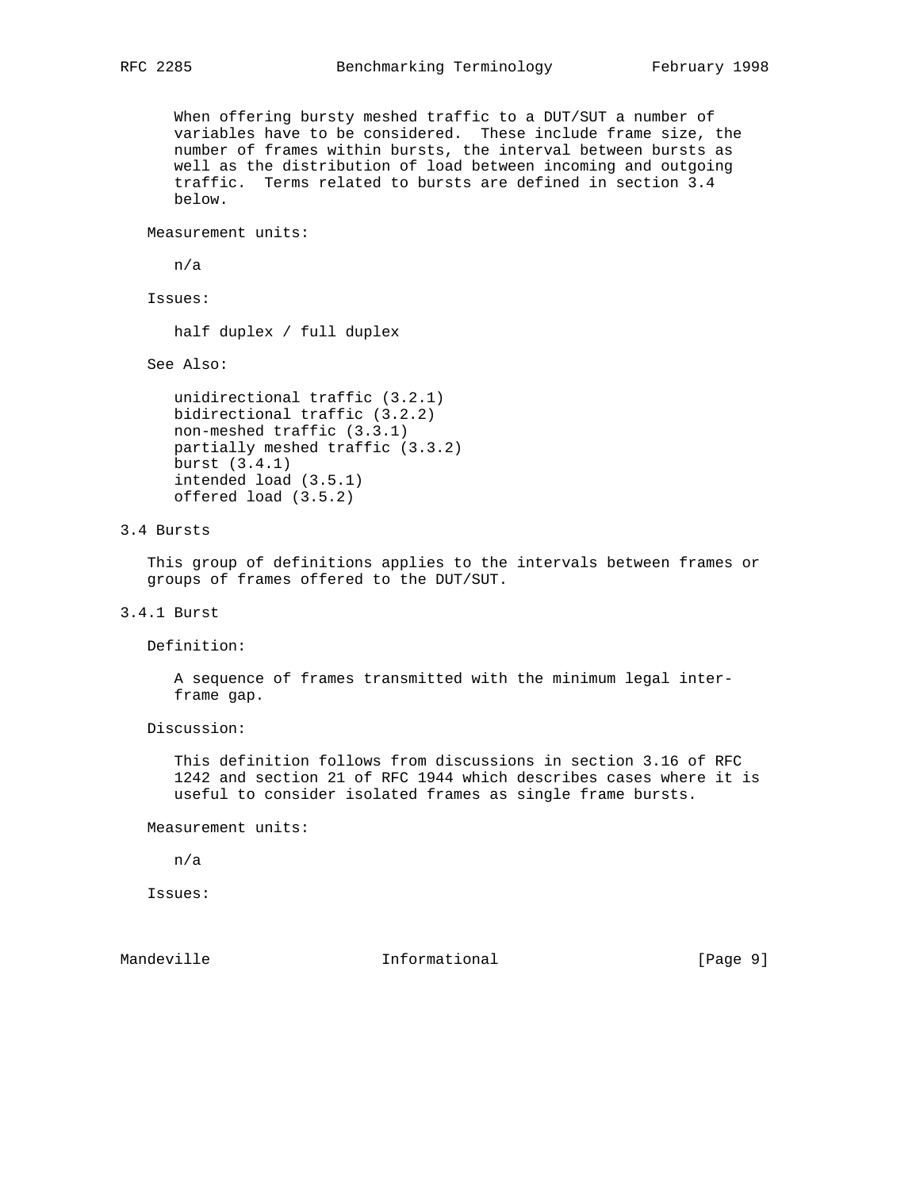When offering bursty meshed traffic to a DUT/SUT a number of variables have to be considered. These include frame size, the number of frames within bursts, the interval between bursts as well as the distribution of load between incoming and outgoing traffic. Terms related to bursts are defined in section 3.4 below.

Measurement units:

n/a

Issues:

half duplex / full duplex

See Also:

unidirectional traffic (3.2.1)
bidirectional traffic (3.2.2)
non-meshed traffic (3.3.1)
partially meshed traffic (3.3.2)
burst (3.4.1)
intended load (3.5.1)
offered load (3.5.2)

## 3.4 Bursts

This group of definitions applies to the intervals between frames or groups of frames offered to the DUT/SUT.

### 3.4.1 Burst

Definition:

A sequence of frames transmitted with the minimum legal inter-frame gap.

Discussion:

This definition follows from discussions in section 3.16 of RFC 1242 and section 21 of RFC 1944 which describes cases where it is useful to consider isolated frames as single frame bursts.

Measurement units:

n/a

Issues: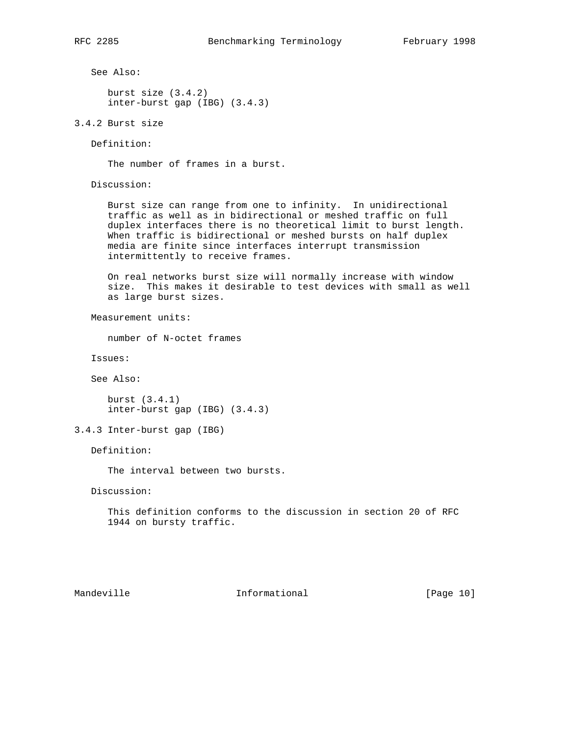See Also:

burst size (3.4.2)
inter-burst gap (IBG) (3.4.3)

### 3.4.2 Burst size

Definition:

The number of frames in a burst.

Discussion:

Burst size can range from one to infinity. In unidirectional traffic as well as in bidirectional or meshed traffic on full duplex interfaces there is no theoretical limit to burst length. When traffic is bidirectional or meshed bursts on half duplex media are finite since interfaces interrupt transmission intermittently to receive frames.

On real networks burst size will normally increase with window size. This makes it desirable to test devices with small as well as large burst sizes.

Measurement units:

number of N-octet frames

Issues:

See Also:

burst (3.4.1)
inter-burst gap (IBG) (3.4.3)

### 3.4.3 Inter-burst gap (IBG)

Definition:

The interval between two bursts.

Discussion:

This definition conforms to the discussion in section 20 of RFC 1944 on bursty traffic.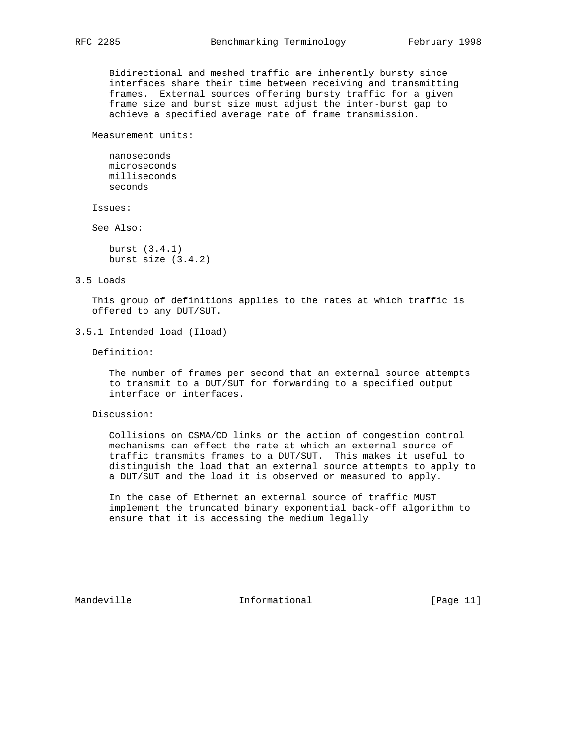Bidirectional and meshed traffic are inherently bursty since interfaces share their time between receiving and transmitting frames. External sources offering bursty traffic for a given frame size and burst size must adjust the inter-burst gap to achieve a specified average rate of frame transmission.

Measurement units:

nanoseconds
microseconds
milliseconds
seconds

Issues:

See Also:

burst (3.4.1)
burst size (3.4.2)

### 3.5 Loads

This group of definitions applies to the rates at which traffic is offered to any DUT/SUT.

#### 3.5.1 Intended load (Iload)

Definition:

The number of frames per second that an external source attempts to transmit to a DUT/SUT for forwarding to a specified output interface or interfaces.

Discussion:

Collisions on CSMA/CD links or the action of congestion control mechanisms can effect the rate at which an external source of traffic transmits frames to a DUT/SUT. This makes it useful to distinguish the load that an external source attempts to apply to a DUT/SUT and the load it is observed or measured to apply.

In the case of Ethernet an external source of traffic MUST implement the truncated binary exponential back-off algorithm to ensure that it is accessing the medium legally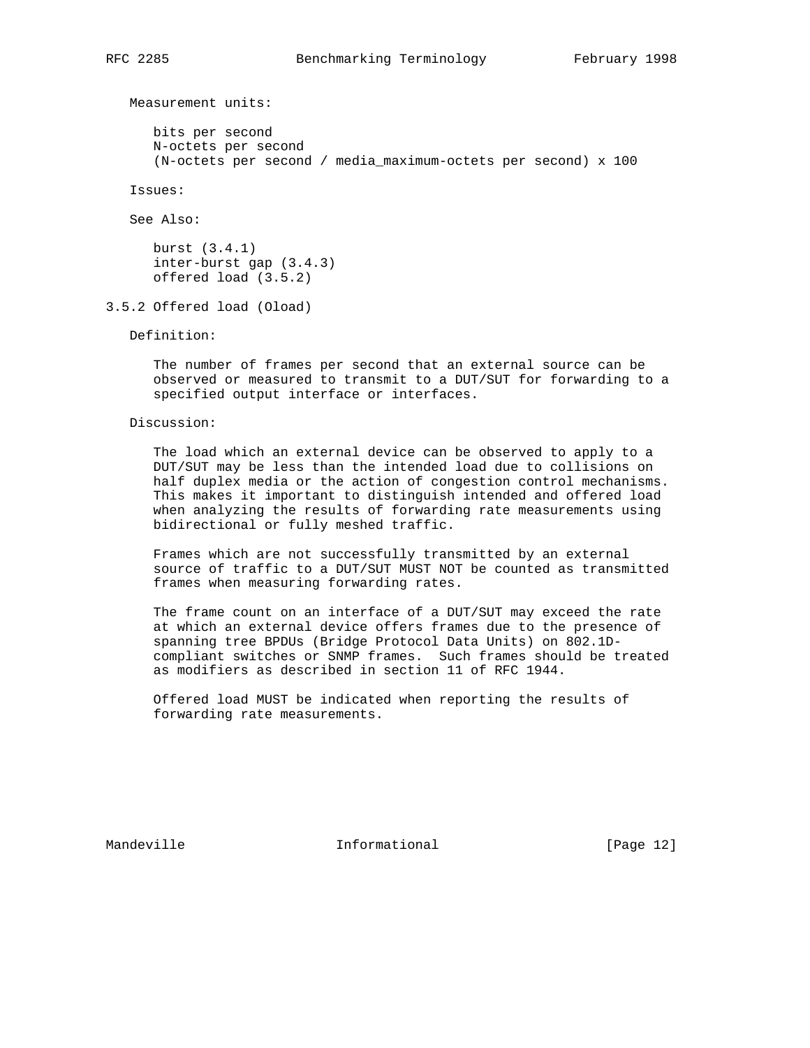Measurement units:

bits per second
N-octets per second
(N-octets per second / media_maximum-octets per second) x 100

Issues:

See Also:

burst (3.4.1)
inter-burst gap (3.4.3)
offered load (3.5.2)

### 3.5.2 Offered load (Oload)

Definition:

The number of frames per second that an external source can be observed or measured to transmit to a DUT/SUT for forwarding to a specified output interface or interfaces.

Discussion:

The load which an external device can be observed to apply to a DUT/SUT may be less than the intended load due to collisions on half duplex media or the action of congestion control mechanisms. This makes it important to distinguish intended and offered load when analyzing the results of forwarding rate measurements using bidirectional or fully meshed traffic.

Frames which are not successfully transmitted by an external source of traffic to a DUT/SUT MUST NOT be counted as transmitted frames when measuring forwarding rates.

The frame count on an interface of a DUT/SUT may exceed the rate at which an external device offers frames due to the presence of spanning tree BPDUs (Bridge Protocol Data Units) on 802.1D-compliant switches or SNMP frames. Such frames should be treated as modifiers as described in section 11 of RFC 1944.

Offered load MUST be indicated when reporting the results of forwarding rate measurements.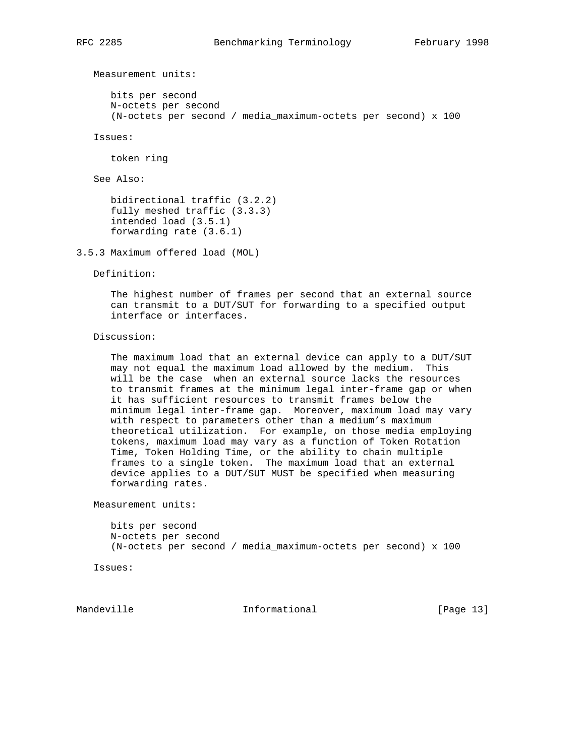Measurement units:

bits per second
N-octets per second
(N-octets per second / media_maximum-octets per second) x 100

Issues:

token ring

See Also:

bidirectional traffic (3.2.2)
fully meshed traffic (3.3.3)
intended load (3.5.1)
forwarding rate (3.6.1)

### 3.5.3 Maximum offered load (MOL)

Definition:

The highest number of frames per second that an external source can transmit to a DUT/SUT for forwarding to a specified output interface or interfaces.

Discussion:

The maximum load that an external device can apply to a DUT/SUT may not equal the maximum load allowed by the medium. This will be the case when an external source lacks the resources to transmit frames at the minimum legal inter-frame gap or when it has sufficient resources to transmit frames below the minimum legal inter-frame gap. Moreover, maximum load may vary with respect to parameters other than a medium's maximum theoretical utilization. For example, on those media employing tokens, maximum load may vary as a function of Token Rotation Time, Token Holding Time, or the ability to chain multiple frames to a single token. The maximum load that an external device applies to a DUT/SUT MUST be specified when measuring forwarding rates.

Measurement units:

bits per second
N-octets per second
(N-octets per second / media_maximum-octets per second) x 100

Issues: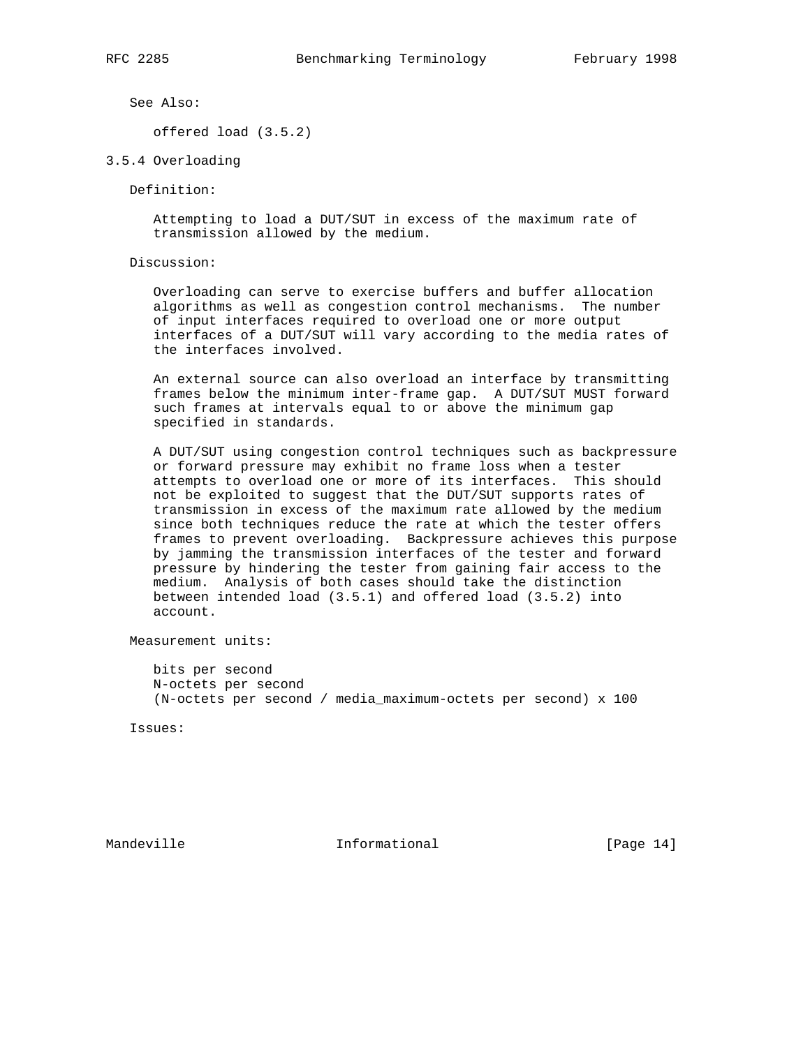See Also:

offered load (3.5.2)

### 3.5.4 Overloading

Definition:

Attempting to load a DUT/SUT in excess of the maximum rate of transmission allowed by the medium.

Discussion:

Overloading can serve to exercise buffers and buffer allocation algorithms as well as congestion control mechanisms. The number of input interfaces required to overload one or more output interfaces of a DUT/SUT will vary according to the media rates of the interfaces involved.

An external source can also overload an interface by transmitting frames below the minimum inter-frame gap. A DUT/SUT MUST forward such frames at intervals equal to or above the minimum gap specified in standards.

A DUT/SUT using congestion control techniques such as backpressure or forward pressure may exhibit no frame loss when a tester attempts to overload one or more of its interfaces. This should not be exploited to suggest that the DUT/SUT supports rates of transmission in excess of the maximum rate allowed by the medium since both techniques reduce the rate at which the tester offers frames to prevent overloading. Backpressure achieves this purpose by jamming the transmission interfaces of the tester and forward pressure by hindering the tester from gaining fair access to the medium. Analysis of both cases should take the distinction between intended load (3.5.1) and offered load (3.5.2) into account.

Measurement units:

bits per second
N-octets per second
(N-octets per second / media_maximum-octets per second) x 100

Issues: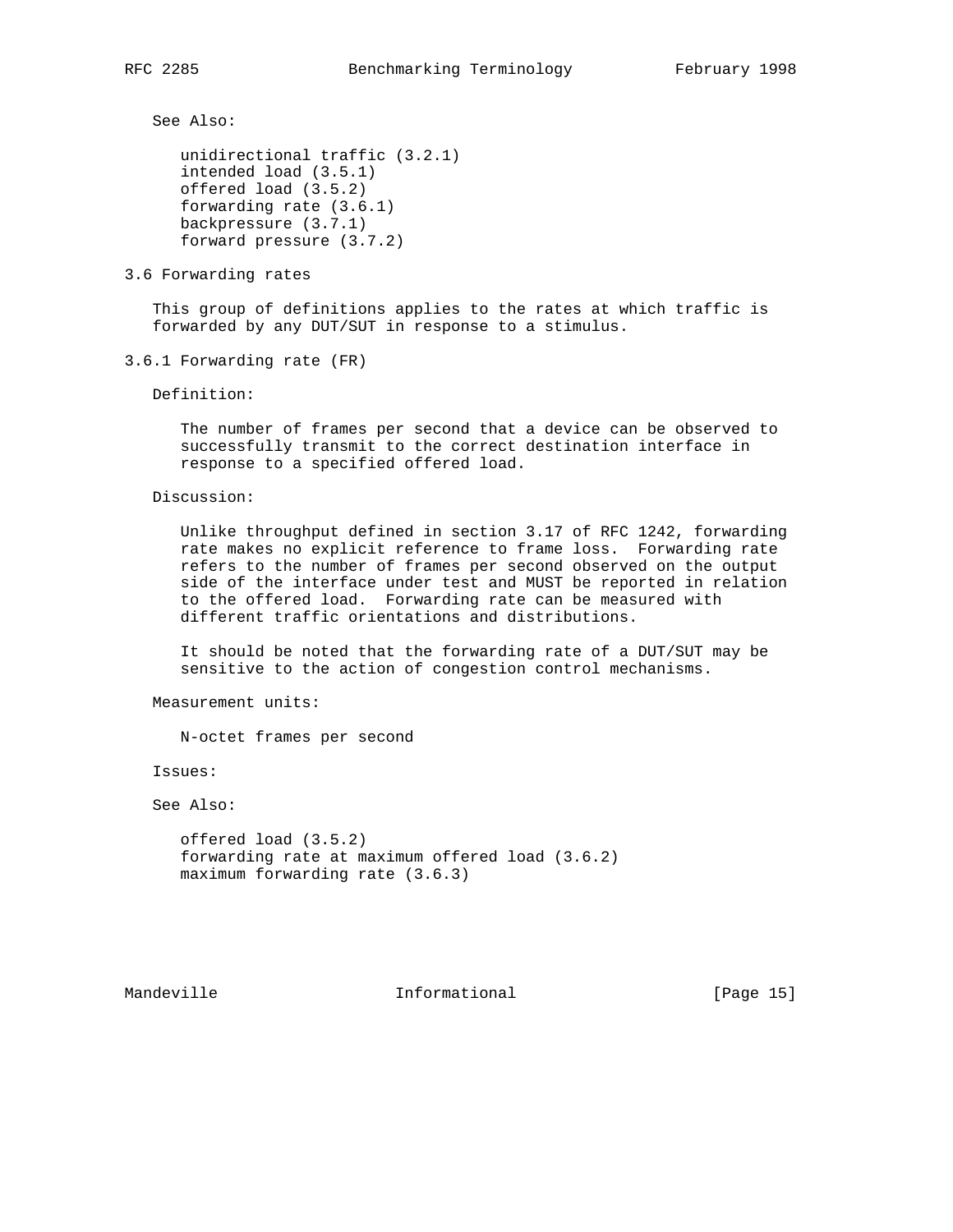See Also:

unidirectional traffic (3.2.1)
intended load (3.5.1)
offered load (3.5.2)
forwarding rate (3.6.1)
backpressure (3.7.1)
forward pressure (3.7.2)

## 3.6 Forwarding rates

This group of definitions applies to the rates at which traffic is forwarded by any DUT/SUT in response to a stimulus.

### 3.6.1 Forwarding rate (FR)

Definition:

The number of frames per second that a device can be observed to successfully transmit to the correct destination interface in response to a specified offered load.

Discussion:

Unlike throughput defined in section 3.17 of RFC 1242, forwarding rate makes no explicit reference to frame loss. Forwarding rate refers to the number of frames per second observed on the output side of the interface under test and MUST be reported in relation to the offered load. Forwarding rate can be measured with different traffic orientations and distributions.

It should be noted that the forwarding rate of a DUT/SUT may be sensitive to the action of congestion control mechanisms.

Measurement units:

N-octet frames per second

Issues:

See Also:

offered load (3.5.2)
forwarding rate at maximum offered load (3.6.2)
maximum forwarding rate (3.6.3)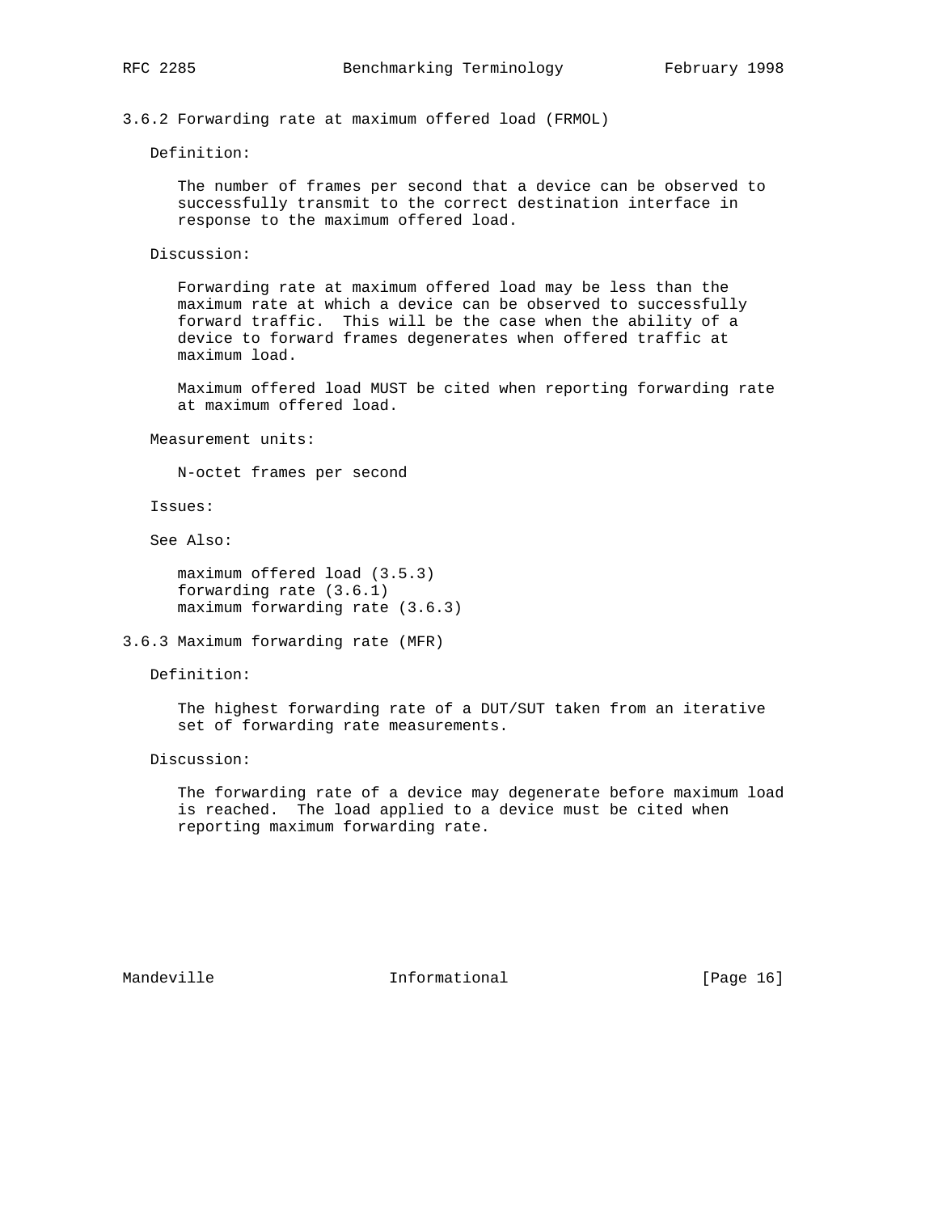### 3.6.2 Forwarding rate at maximum offered load (FRMOL)

Definition:

The number of frames per second that a device can be observed to successfully transmit to the correct destination interface in response to the maximum offered load.

Discussion:

Forwarding rate at maximum offered load may be less than the maximum rate at which a device can be observed to successfully forward traffic. This will be the case when the ability of a device to forward frames degenerates when offered traffic at maximum load.

Maximum offered load MUST be cited when reporting forwarding rate at maximum offered load.

Measurement units:

N-octet frames per second

Issues:

See Also:

maximum offered load (3.5.3)
forwarding rate (3.6.1)
maximum forwarding rate (3.6.3)

### 3.6.3 Maximum forwarding rate (MFR)

Definition:

The highest forwarding rate of a DUT/SUT taken from an iterative set of forwarding rate measurements.

Discussion:

The forwarding rate of a device may degenerate before maximum load is reached. The load applied to a device must be cited when reporting maximum forwarding rate.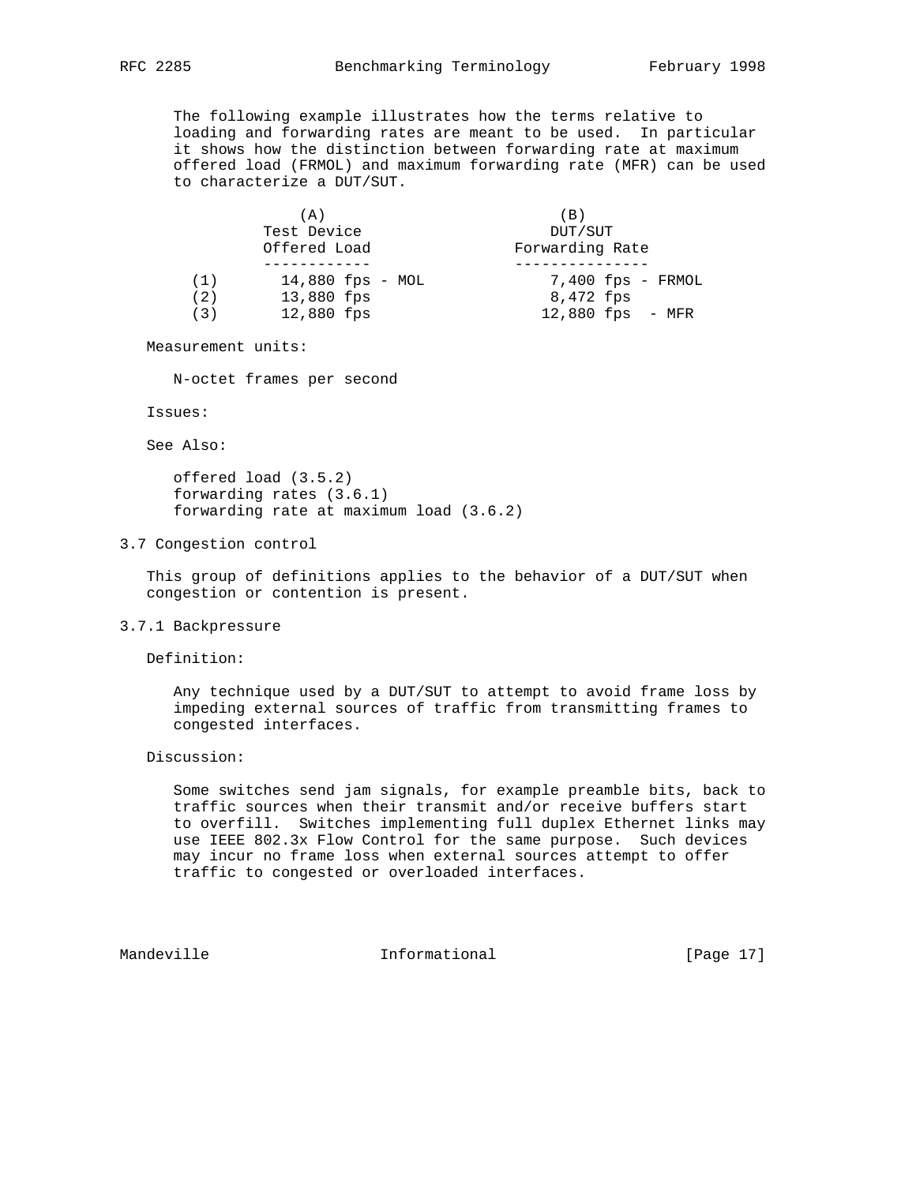The following example illustrates how the terms relative to loading and forwarding rates are meant to be used. In particular it shows how the distinction between forwarding rate at maximum offered load (FRMOL) and maximum forwarding rate (MFR) can be used to characterize a DUT/SUT.

| | (A) Test Device Offered Load | (B) DUT/SUT Forwarding Rate |
|---|---|---|
| (1) | 14,880 fps - MOL | 7,400 fps - FRMOL |
| (2) | 13,880 fps | 8,472 fps |
| (3) | 12,880 fps | 12,880 fps - MFR |

Measurement units:

N-octet frames per second

Issues:

See Also:

offered load (3.5.2)
forwarding rates (3.6.1)
forwarding rate at maximum load (3.6.2)

## 3.7 Congestion control

This group of definitions applies to the behavior of a DUT/SUT when congestion or contention is present.

### 3.7.1 Backpressure

Definition:

Any technique used by a DUT/SUT to attempt to avoid frame loss by impeding external sources of traffic from transmitting frames to congested interfaces.

Discussion:

Some switches send jam signals, for example preamble bits, back to traffic sources when their transmit and/or receive buffers start to overfill. Switches implementing full duplex Ethernet links may use IEEE 802.3x Flow Control for the same purpose. Such devices may incur no frame loss when external sources attempt to offer traffic to congested or overloaded interfaces.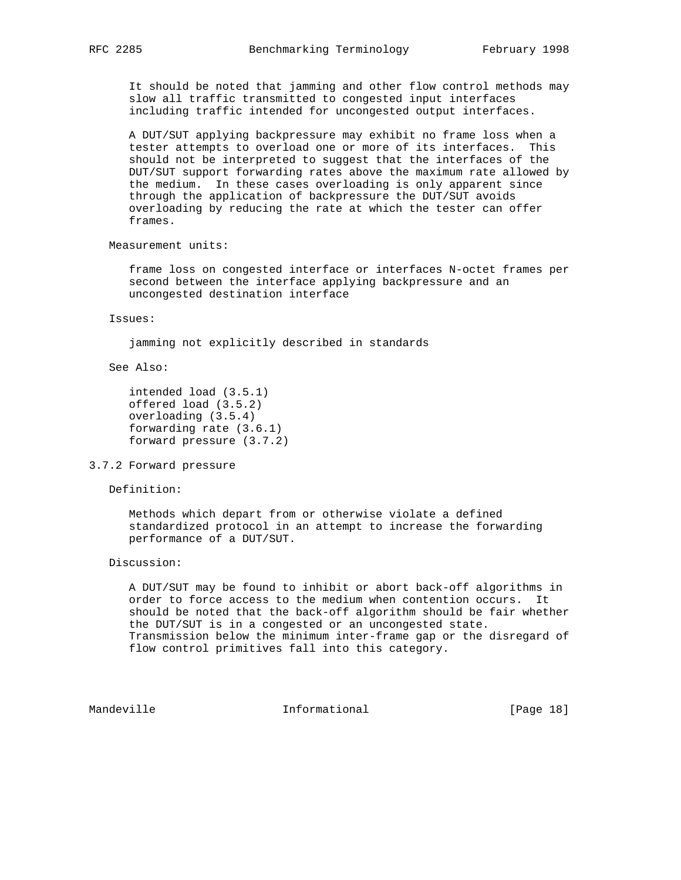It should be noted that jamming and other flow control methods may slow all traffic transmitted to congested input interfaces including traffic intended for uncongested output interfaces.

A DUT/SUT applying backpressure may exhibit no frame loss when a tester attempts to overload one or more of its interfaces. This should not be interpreted to suggest that the interfaces of the DUT/SUT support forwarding rates above the maximum rate allowed by the medium. In these cases overloading is only apparent since through the application of backpressure the DUT/SUT avoids overloading by reducing the rate at which the tester can offer frames.

Measurement units:

frame loss on congested interface or interfaces N-octet frames per second between the interface applying backpressure and an uncongested destination interface

Issues:

jamming not explicitly described in standards

See Also:

intended load (3.5.1)
offered load (3.5.2)
overloading (3.5.4)
forwarding rate (3.6.1)
forward pressure (3.7.2)

### 3.7.2 Forward pressure

Definition:

Methods which depart from or otherwise violate a defined standardized protocol in an attempt to increase the forwarding performance of a DUT/SUT.

Discussion:

A DUT/SUT may be found to inhibit or abort back-off algorithms in order to force access to the medium when contention occurs. It should be noted that the back-off algorithm should be fair whether the DUT/SUT is in a congested or an uncongested state. Transmission below the minimum inter-frame gap or the disregard of flow control primitives fall into this category.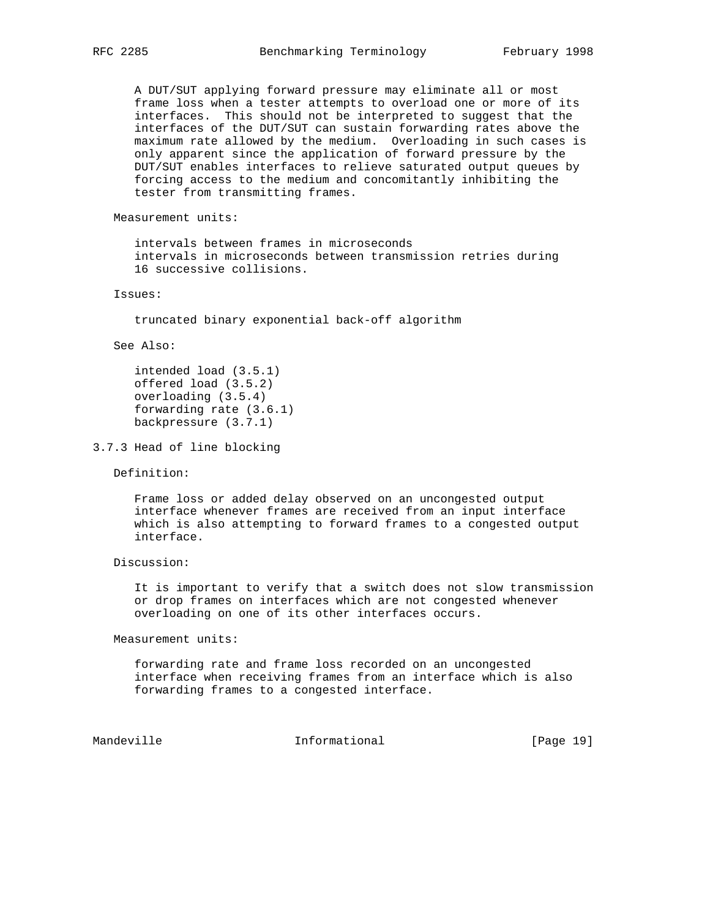A DUT/SUT applying forward pressure may eliminate all or most frame loss when a tester attempts to overload one or more of its interfaces. This should not be interpreted to suggest that the interfaces of the DUT/SUT can sustain forwarding rates above the maximum rate allowed by the medium. Overloading in such cases is only apparent since the application of forward pressure by the DUT/SUT enables interfaces to relieve saturated output queues by forcing access to the medium and concomitantly inhibiting the tester from transmitting frames.

Measurement units:

intervals between frames in microseconds
intervals in microseconds between transmission retries during 16 successive collisions.

Issues:

truncated binary exponential back-off algorithm

See Also:

intended load (3.5.1)
offered load (3.5.2)
overloading (3.5.4)
forwarding rate (3.6.1)
backpressure (3.7.1)

### 3.7.3 Head of line blocking

Definition:

Frame loss or added delay observed on an uncongested output interface whenever frames are received from an input interface which is also attempting to forward frames to a congested output interface.

Discussion:

It is important to verify that a switch does not slow transmission or drop frames on interfaces which are not congested whenever overloading on one of its other interfaces occurs.

Measurement units:

forwarding rate and frame loss recorded on an uncongested interface when receiving frames from an interface which is also forwarding frames to a congested interface.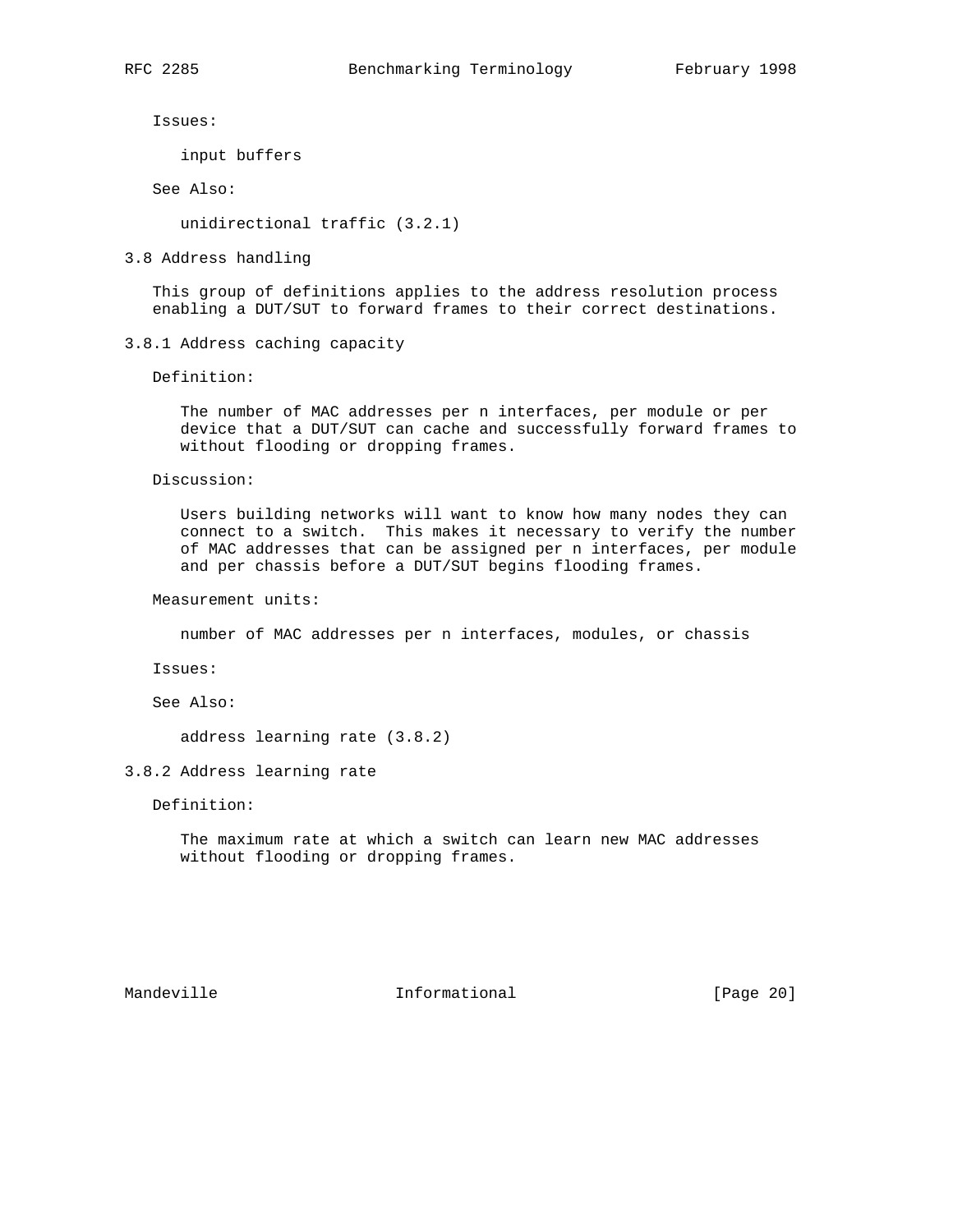Issues:

input buffers

See Also:

unidirectional traffic (3.2.1)

### 3.8 Address handling

This group of definitions applies to the address resolution process enabling a DUT/SUT to forward frames to their correct destinations.

#### 3.8.1 Address caching capacity

Definition:

The number of MAC addresses per n interfaces, per module or per device that a DUT/SUT can cache and successfully forward frames to without flooding or dropping frames.

Discussion:

Users building networks will want to know how many nodes they can connect to a switch. This makes it necessary to verify the number of MAC addresses that can be assigned per n interfaces, per module and per chassis before a DUT/SUT begins flooding frames.

Measurement units:

number of MAC addresses per n interfaces, modules, or chassis

Issues:

See Also:

address learning rate (3.8.2)

#### 3.8.2 Address learning rate

Definition:

The maximum rate at which a switch can learn new MAC addresses without flooding or dropping frames.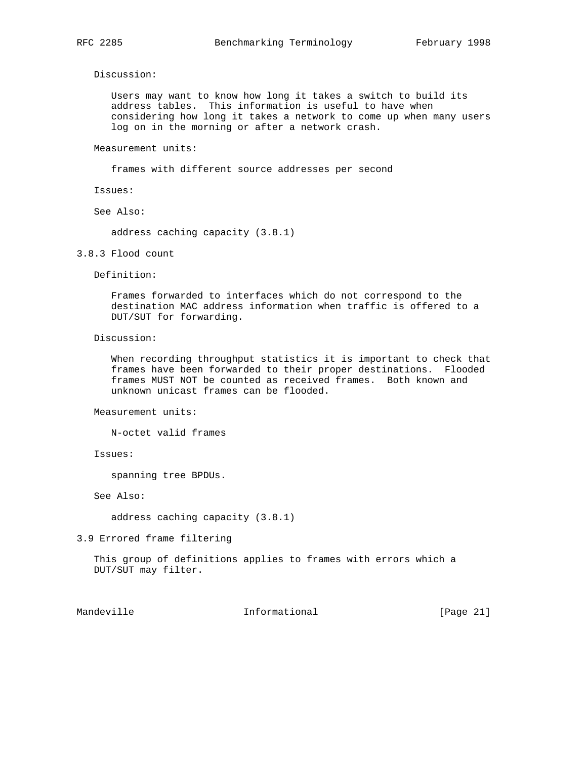Discussion:

Users may want to know how long it takes a switch to build its address tables. This information is useful to have when considering how long it takes a network to come up when many users log on in the morning or after a network crash.

Measurement units:

frames with different source addresses per second

Issues:

See Also:

address caching capacity (3.8.1)

### 3.8.3 Flood count

Definition:

Frames forwarded to interfaces which do not correspond to the destination MAC address information when traffic is offered to a DUT/SUT for forwarding.

Discussion:

When recording throughput statistics it is important to check that frames have been forwarded to their proper destinations. Flooded frames MUST NOT be counted as received frames. Both known and unknown unicast frames can be flooded.

Measurement units:

N-octet valid frames

Issues:

spanning tree BPDUs.

See Also:

address caching capacity (3.8.1)

## 3.9 Errored frame filtering

This group of definitions applies to frames with errors which a DUT/SUT may filter.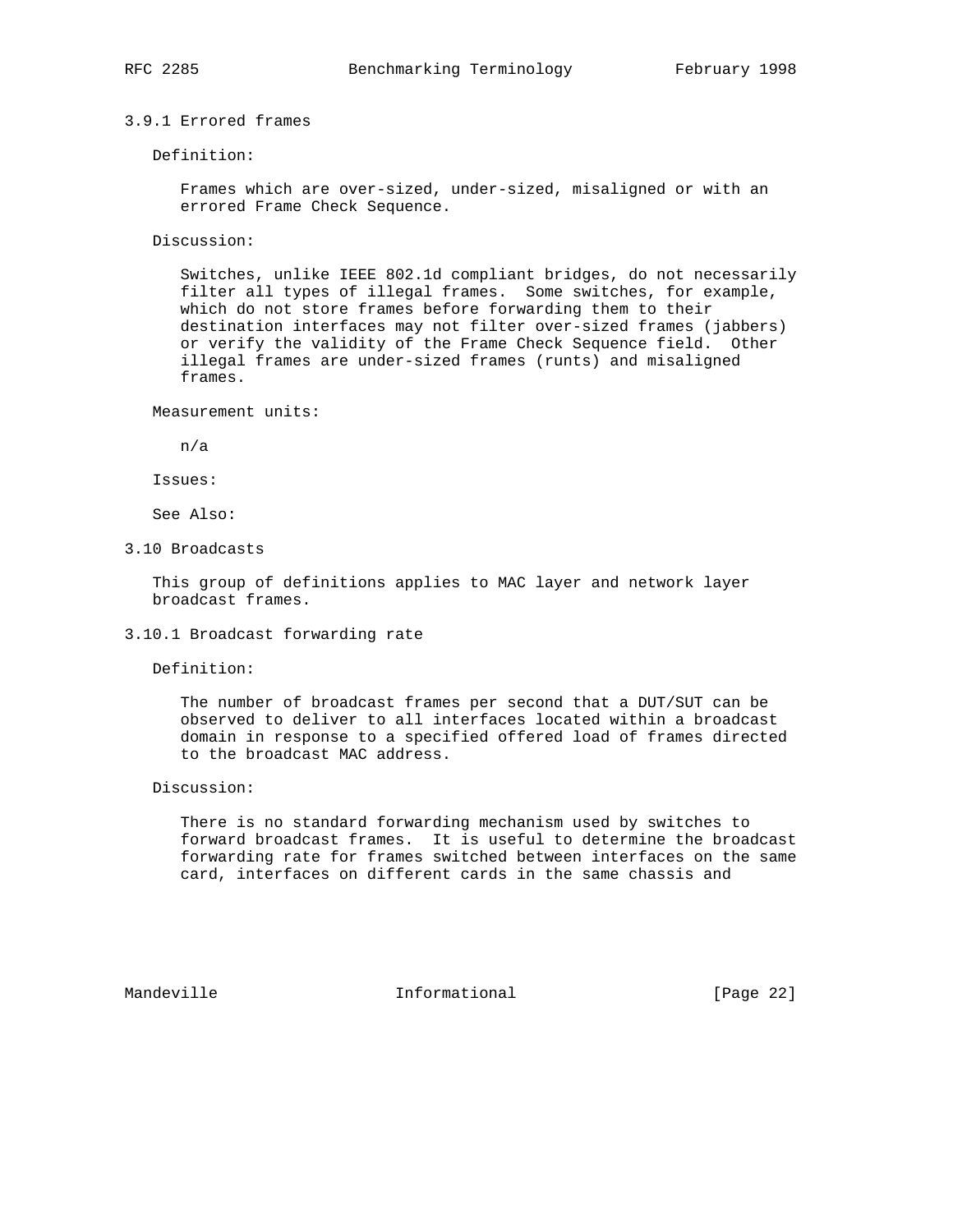### 3.9.1 Errored frames

Definition:

Frames which are over-sized, under-sized, misaligned or with an errored Frame Check Sequence.

Discussion:

Switches, unlike IEEE 802.1d compliant bridges, do not necessarily filter all types of illegal frames. Some switches, for example, which do not store frames before forwarding them to their destination interfaces may not filter over-sized frames (jabbers) or verify the validity of the Frame Check Sequence field. Other illegal frames are under-sized frames (runts) and misaligned frames.

Measurement units:

n/a

Issues:

See Also:

## 3.10 Broadcasts

This group of definitions applies to MAC layer and network layer broadcast frames.

### 3.10.1 Broadcast forwarding rate

Definition:

The number of broadcast frames per second that a DUT/SUT can be observed to deliver to all interfaces located within a broadcast domain in response to a specified offered load of frames directed to the broadcast MAC address.

Discussion:

There is no standard forwarding mechanism used by switches to forward broadcast frames. It is useful to determine the broadcast forwarding rate for frames switched between interfaces on the same card, interfaces on different cards in the same chassis and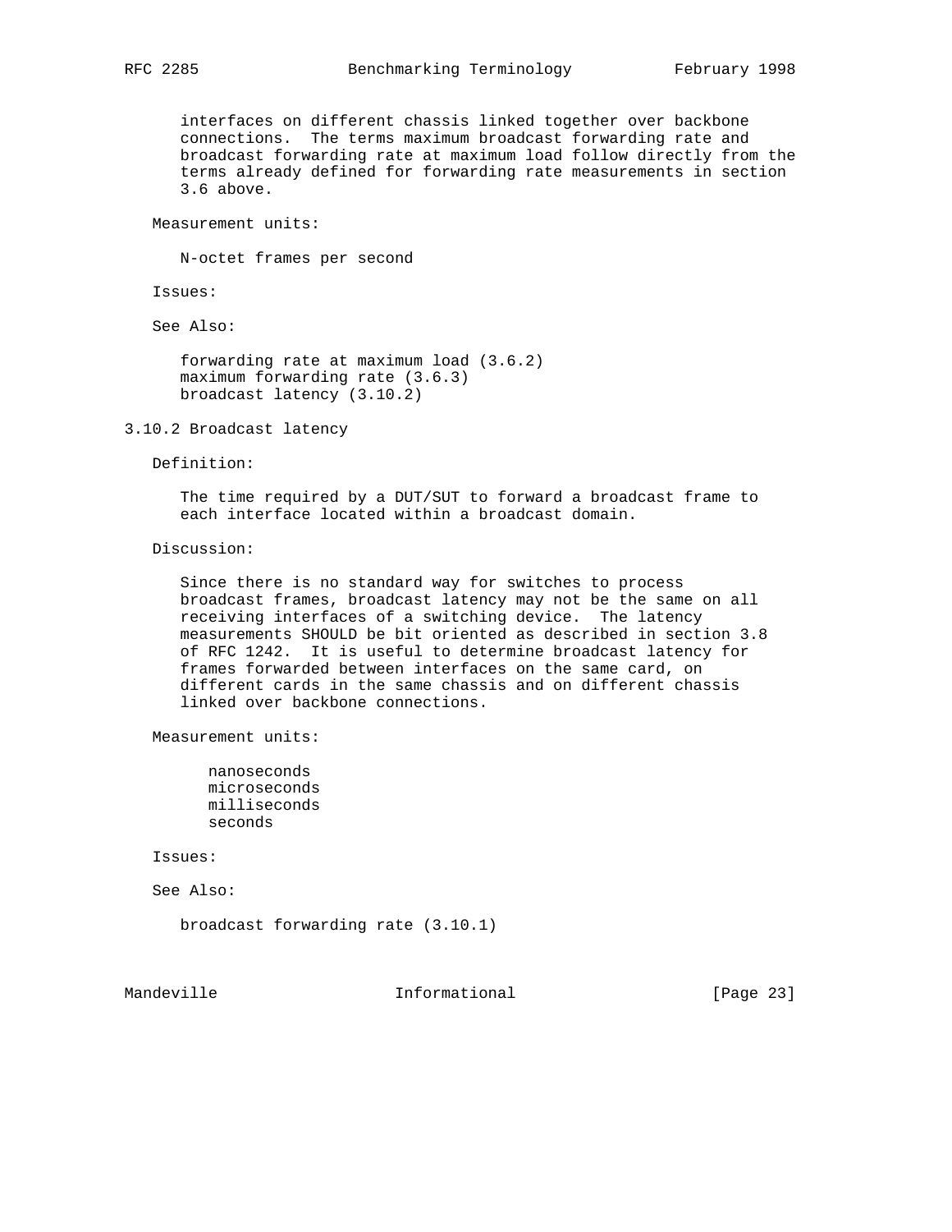interfaces on different chassis linked together over backbone connections. The terms maximum broadcast forwarding rate and broadcast forwarding rate at maximum load follow directly from the terms already defined for forwarding rate measurements in section 3.6 above.

Measurement units:

N-octet frames per second

Issues:

See Also:

forwarding rate at maximum load (3.6.2)
maximum forwarding rate (3.6.3)
broadcast latency (3.10.2)

### 3.10.2 Broadcast latency

Definition:

The time required by a DUT/SUT to forward a broadcast frame to each interface located within a broadcast domain.

Discussion:

Since there is no standard way for switches to process broadcast frames, broadcast latency may not be the same on all receiving interfaces of a switching device. The latency measurements SHOULD be bit oriented as described in section 3.8 of RFC 1242. It is useful to determine broadcast latency for frames forwarded between interfaces on the same card, on different cards in the same chassis and on different chassis linked over backbone connections.

Measurement units:

nanoseconds
microseconds
milliseconds
seconds

Issues:

See Also:

broadcast forwarding rate (3.10.1)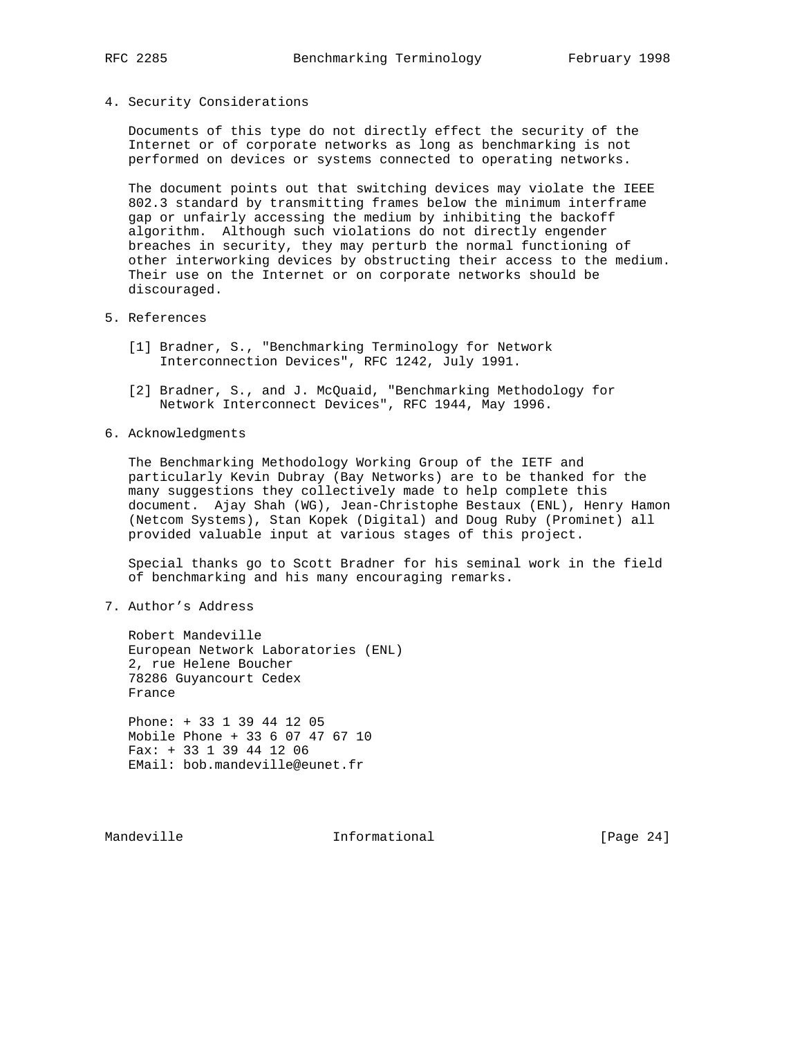## 4. Security Considerations

Documents of this type do not directly effect the security of the Internet or of corporate networks as long as benchmarking is not performed on devices or systems connected to operating networks.

The document points out that switching devices may violate the IEEE 802.3 standard by transmitting frames below the minimum interframe gap or unfairly accessing the medium by inhibiting the backoff algorithm. Although such violations do not directly engender breaches in security, they may perturb the normal functioning of other interworking devices by obstructing their access to the medium. Their use on the Internet or on corporate networks should be discouraged.

## 5. References

[1] Bradner, S., "Benchmarking Terminology for Network Interconnection Devices", RFC 1242, July 1991.

[2] Bradner, S., and J. McQuaid, "Benchmarking Methodology for Network Interconnect Devices", RFC 1944, May 1996.

## 6. Acknowledgments

The Benchmarking Methodology Working Group of the IETF and particularly Kevin Dubray (Bay Networks) are to be thanked for the many suggestions they collectively made to help complete this document. Ajay Shah (WG), Jean-Christophe Bestaux (ENL), Henry Hamon (Netcom Systems), Stan Kopek (Digital) and Doug Ruby (Prominet) all provided valuable input at various stages of this project.

Special thanks go to Scott Bradner for his seminal work in the field of benchmarking and his many encouraging remarks.

## 7. Author's Address

Robert Mandeville
European Network Laboratories (ENL)
2, rue Helene Boucher
78286 Guyancourt Cedex
France

Phone: + 33 1 39 44 12 05
Mobile Phone + 33 6 07 47 67 10
Fax: + 33 1 39 44 12 06
EMail: bob.mandeville@eunet.fr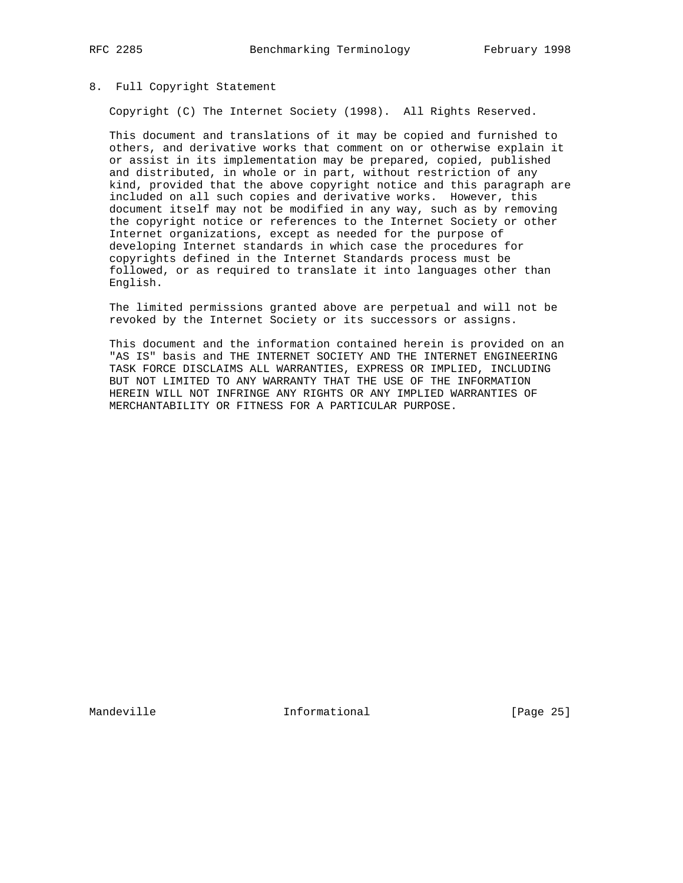## 8. Full Copyright Statement

Copyright (C) The Internet Society (1998). All Rights Reserved.

This document and translations of it may be copied and furnished to others, and derivative works that comment on or otherwise explain it or assist in its implementation may be prepared, copied, published and distributed, in whole or in part, without restriction of any kind, provided that the above copyright notice and this paragraph are included on all such copies and derivative works. However, this document itself may not be modified in any way, such as by removing the copyright notice or references to the Internet Society or other Internet organizations, except as needed for the purpose of developing Internet standards in which case the procedures for copyrights defined in the Internet Standards process must be followed, or as required to translate it into languages other than English.

The limited permissions granted above are perpetual and will not be revoked by the Internet Society or its successors or assigns.

This document and the information contained herein is provided on an "AS IS" basis and THE INTERNET SOCIETY AND THE INTERNET ENGINEERING TASK FORCE DISCLAIMS ALL WARRANTIES, EXPRESS OR IMPLIED, INCLUDING BUT NOT LIMITED TO ANY WARRANTY THAT THE USE OF THE INFORMATION HEREIN WILL NOT INFRINGE ANY RIGHTS OR ANY IMPLIED WARRANTIES OF MERCHANTABILITY OR FITNESS FOR A PARTICULAR PURPOSE.